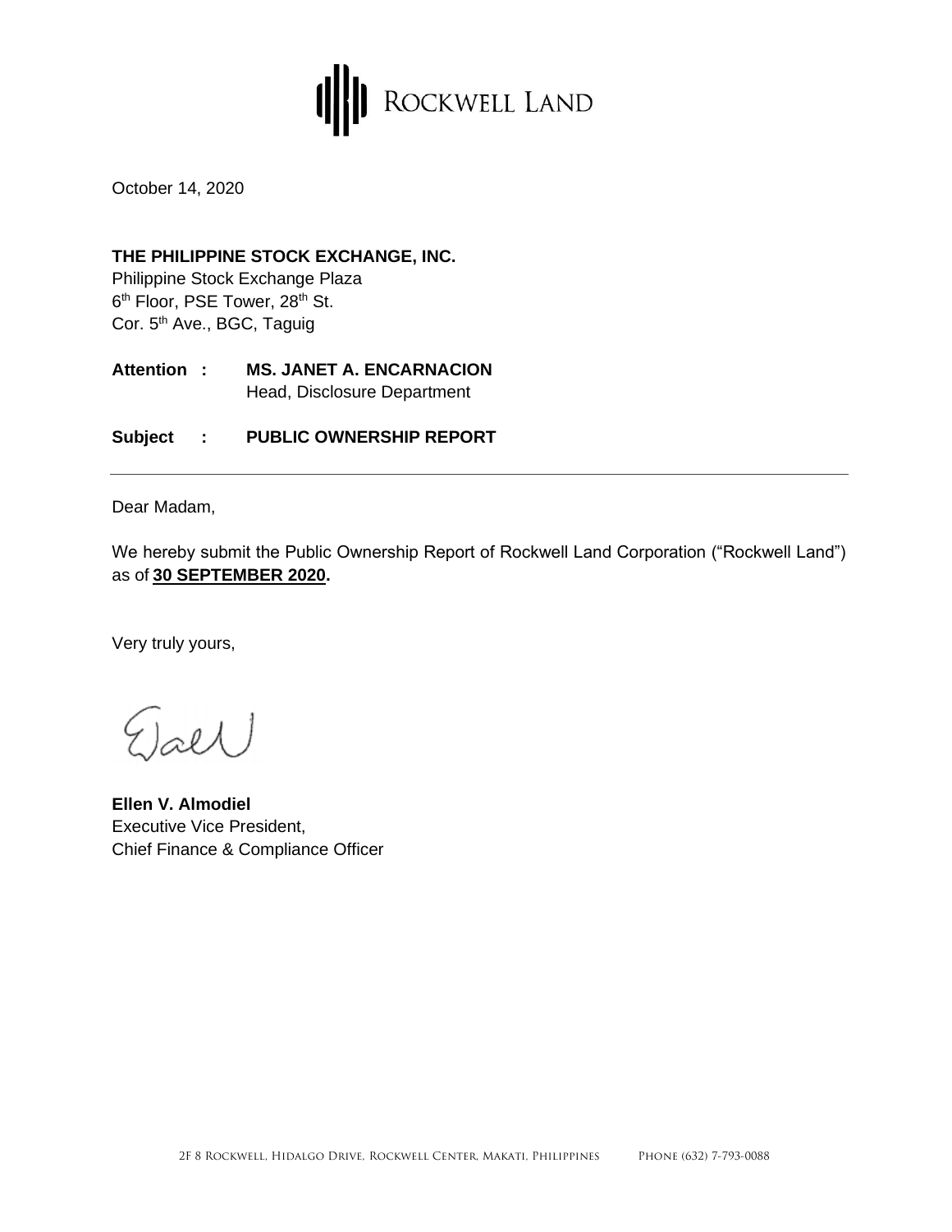ROCKWELL LAND

October 14, 2020

**THE PHILIPPINE STOCK EXCHANGE, INC.**
Philippine Stock Exchange Plaza
6th Floor, PSE Tower, 28th St.
Cor. 5th Ave., BGC, Taguig

**Attention :** **MS. JANET A. ENCARNACION**
Head, Disclosure Department

**Subject :** **PUBLIC OWNERSHIP REPORT**

---

Dear Madam,

We hereby submit the Public Ownership Report of Rockwell Land Corporation ("Rockwell Land") as of **30 SEPTEMBER 2020.**

Very truly yours,

**Ellen V. Almodiel**
Executive Vice President,
Chief Finance & Compliance Officer

2F 8 Rockwell, Hidalgo Drive, Rockwell Center, Makati, Philippines Phone (632) 7-793-0088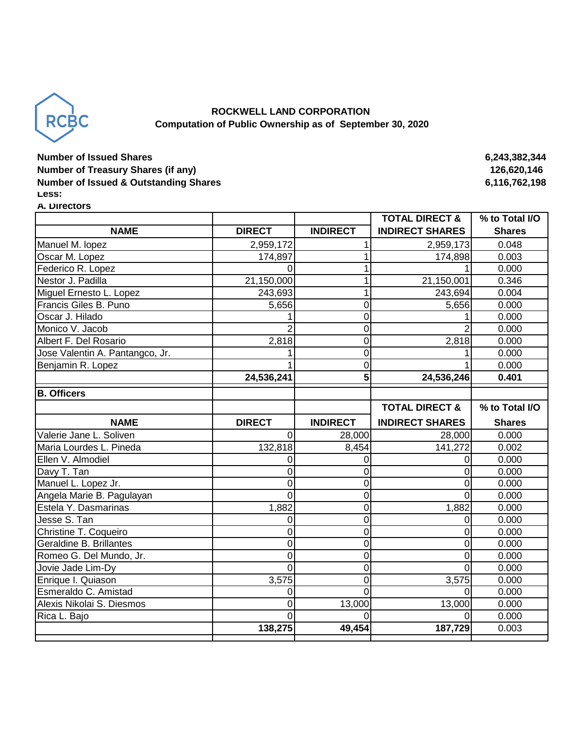RCBC

**ROCKWELL LAND CORPORATION**
**Computation of Public Ownership as of September 30, 2020**

| | |
|---|---|
| **Number of Issued Shares** | **6,243,382,344** |
| **Number of Treasury Shares (if any)** | **126,620,146** |
| **Number of Issued & Outstanding Shares** | **6,116,762,198** |

**Less:**

**A. Directors**

| NAME | DIRECT | INDIRECT | TOTAL DIRECT & INDIRECT SHARES | % to Total I/O Shares |
|---|---|---|---|---|
| Manuel M. lopez | 2,959,172 | 1 | 2,959,173 | 0.048 |
| Oscar M. Lopez | 174,897 | 1 | 174,898 | 0.003 |
| Federico R. Lopez | 0 | 1 | 1 | 0.000 |
| Nestor J. Padilla | 21,150,000 | 1 | 21,150,001 | 0.346 |
| Miguel Ernesto L. Lopez | 243,693 | 1 | 243,694 | 0.004 |
| Francis Giles B. Puno | 5,656 | 0 | 5,656 | 0.000 |
| Oscar J. Hilado | 1 | 0 | 1 | 0.000 |
| Monico V. Jacob | 2 | 0 | 2 | 0.000 |
| Albert F. Del Rosario | 2,818 | 0 | 2,818 | 0.000 |
| Jose Valentin A. Pantangco, Jr. | 1 | 0 | 1 | 0.000 |
| Benjamin R. Lopez | 1 | 0 | 1 | 0.000 |
| | **24,536,241** | **5** | **24,536,246** | **0.401** |

**B. Officers**

| NAME | DIRECT | INDIRECT | TOTAL DIRECT & INDIRECT SHARES | % to Total I/O Shares |
|---|---|---|---|---|
| Valerie Jane L. Soliven | 0 | 28,000 | 28,000 | 0.000 |
| Maria Lourdes L. Pineda | 132,818 | 8,454 | 141,272 | 0.002 |
| Ellen V. Almodiel | 0 | 0 | 0 | 0.000 |
| Davy T. Tan | 0 | 0 | 0 | 0.000 |
| Manuel L. Lopez Jr. | 0 | 0 | 0 | 0.000 |
| Angela Marie B. Pagulayan | 0 | 0 | 0 | 0.000 |
| Estela Y. Dasmarinas | 1,882 | 0 | 1,882 | 0.000 |
| Jesse S. Tan | 0 | 0 | 0 | 0.000 |
| Christine T. Coqueiro | 0 | 0 | 0 | 0.000 |
| Geraldine B. Brillantes | 0 | 0 | 0 | 0.000 |
| Romeo G. Del Mundo, Jr. | 0 | 0 | 0 | 0.000 |
| Jovie Jade Lim-Dy | 0 | 0 | 0 | 0.000 |
| Enrique I. Quiason | 3,575 | 0 | 3,575 | 0.000 |
| Esmeraldo C. Amistad | 0 | 0 | 0 | 0.000 |
| Alexis Nikolai S. Diesmos | 0 | 13,000 | 13,000 | 0.000 |
| Rica L. Bajo | 0 | 0 | 0 | 0.000 |
| | **138,275** | **49,454** | **187,729** | 0.003 |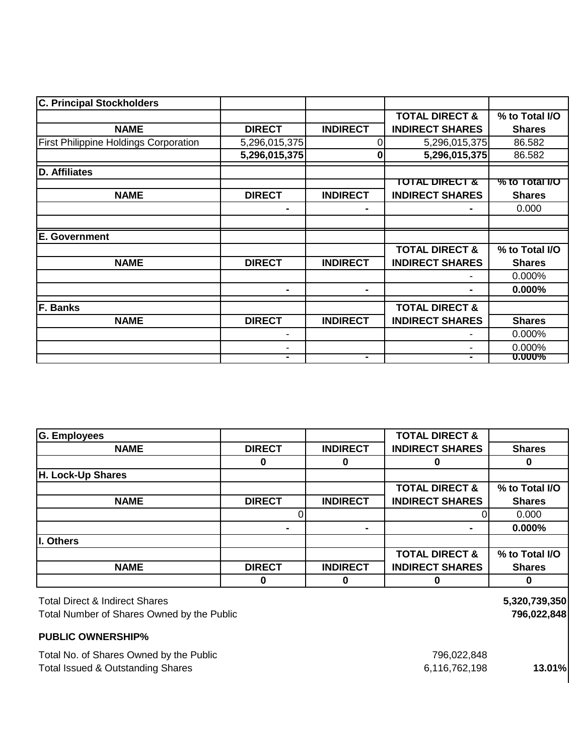| C. Principal Stockholders | | | | |
|---|---|---|---|---|
| | | | TOTAL DIRECT & | % to Total I/O |
| NAME | DIRECT | INDIRECT | INDIRECT SHARES | Shares |
| First Philippine Holdings Corporation | 5,296,015,375 | 0 | 5,296,015,375 | 86.582 |
| | **5,296,015,375** | **0** | **5,296,015,375** | 86.582 |

| D. Affiliates | | | | |
|---|---|---|---|---|
| | | | TOTAL DIRECT & | % to Total I/O |
| NAME | DIRECT | INDIRECT | INDIRECT SHARES | Shares |
| | - | - | - | 0.000 |
| | | | | |

| E. Government | | | | |
|---|---|---|---|---|
| | | | TOTAL DIRECT & | % to Total I/O |
| NAME | DIRECT | INDIRECT | INDIRECT SHARES | Shares |
| | | | - | 0.000% |
| | - | - | - | **0.000%** |

| F. Banks | | | TOTAL DIRECT & | |
|---|---|---|---|---|
| NAME | DIRECT | INDIRECT | INDIRECT SHARES | Shares |
| | - | | - | 0.000% |
| | - | | - | 0.000% |
| | - | - | - | **0.000%** |

| G. Employees | | | TOTAL DIRECT & | |
|---|---|---|---|---|
| NAME | DIRECT | INDIRECT | INDIRECT SHARES | Shares |
| | 0 | 0 | 0 | 0 |

| H. Lock-Up Shares | | | | |
|---|---|---|---|---|
| | | | TOTAL DIRECT & | % to Total I/O |
| NAME | DIRECT | INDIRECT | INDIRECT SHARES | Shares |
| | 0 | | 0 | 0.000 |
| | - | - | - | **0.000%** |

| I. Others | | | | |
|---|---|---|---|---|
| | | | TOTAL DIRECT & | % to Total I/O |
| NAME | DIRECT | INDIRECT | INDIRECT SHARES | Shares |
| | 0 | 0 | 0 | 0 |

| | | |
|---|---|---|
| Total Direct & Indirect Shares | | **5,320,739,350** |
| Total Number of Shares Owned by the Public | | **796,022,848** |

**PUBLIC OWNERSHIP%**

| | | |
|---|---|---|
| Total No. of Shares Owned by the Public | 796,022,848 | |
| Total Issued & Outstanding Shares | 6,116,762,198 | **13.01%** |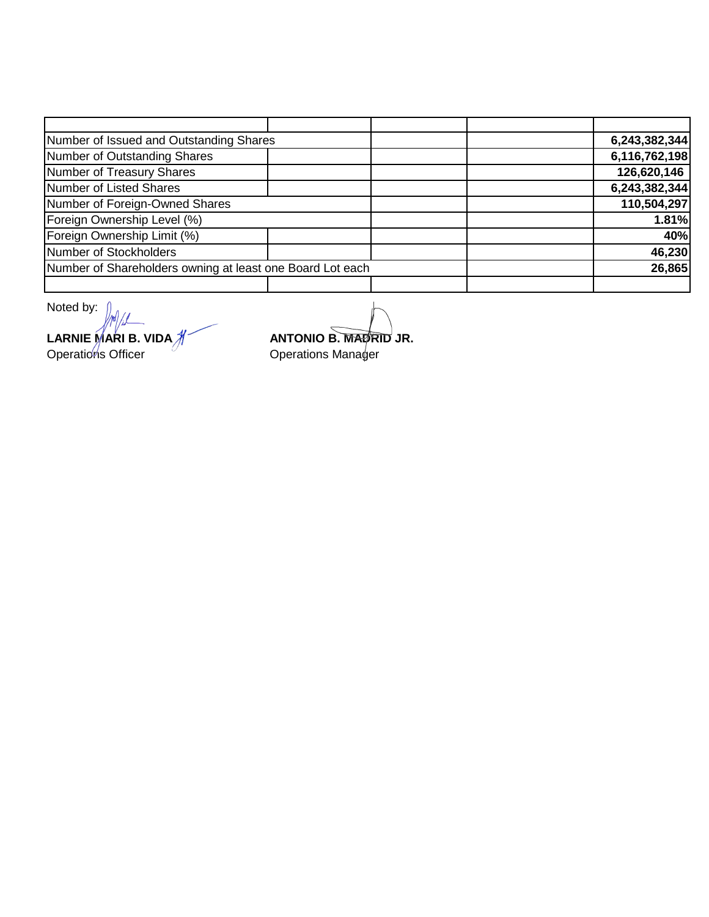| | | | | |
|---|---|---|---|---|
| | | | | |
| Number of Issued and Outstanding Shares | | | | 6,243,382,344 |
| Number of Outstanding Shares | | | | 6,116,762,198 |
| Number of Treasury Shares | | | | 126,620,146 |
| Number of Listed Shares | | | | 6,243,382,344 |
| Number of Foreign-Owned Shares | | | | 110,504,297 |
| Foreign Ownership Level (%) | | | | 1.81% |
| Foreign Ownership Limit (%) | | | | 40% |
| Number of Stockholders | | | | 46,230 |
| Number of Shareholders owning at least one Board Lot each | | | | 26,865 |
| | | | | |

Noted by:

**LARNIE MARI B. VIDA**
Operations Officer

**ANTONIO B. MADRID JR.**
Operations Manager